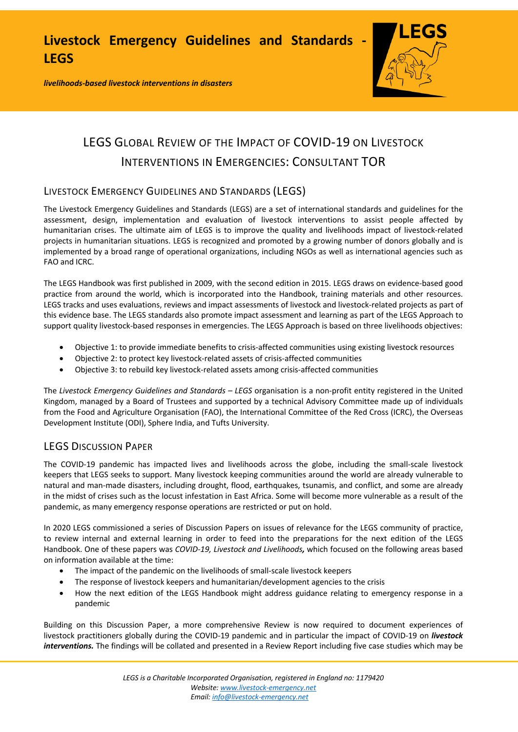# Livestock Emergency Guidelines and Standards - LEGS

*livelihoods-based livestock interventions in disasters*

## LEGS Global Review of the Impact of COVID-19 on Livestock Interventions in Emergencies: Consultant TOR

### Livestock Emergency Guidelines and Standards (LEGS)

The Livestock Emergency Guidelines and Standards (LEGS) are a set of international standards and guidelines for the assessment, design, implementation and evaluation of livestock interventions to assist people affected by humanitarian crises. The ultimate aim of LEGS is to improve the quality and livelihoods impact of livestock-related projects in humanitarian situations. LEGS is recognized and promoted by a growing number of donors globally and is implemented by a broad range of operational organizations, including NGOs as well as international agencies such as FAO and ICRC.

The LEGS Handbook was first published in 2009, with the second edition in 2015. LEGS draws on evidence-based good practice from around the world, which is incorporated into the Handbook, training materials and other resources. LEGS tracks and uses evaluations, reviews and impact assessments of livestock and livestock-related projects as part of this evidence base. The LEGS standards also promote impact assessment and learning as part of the LEGS Approach to support quality livestock-based responses in emergencies. The LEGS Approach is based on three livelihoods objectives:

- Objective 1: to provide immediate benefits to crisis-affected communities using existing livestock resources
- Objective 2: to protect key livestock-related assets of crisis-affected communities
- Objective 3: to rebuild key livestock-related assets among crisis-affected communities

The *Livestock Emergency Guidelines and Standards – LEGS* organisation is a non-profit entity registered in the United Kingdom, managed by a Board of Trustees and supported by a technical Advisory Committee made up of individuals from the Food and Agriculture Organisation (FAO), the International Committee of the Red Cross (ICRC), the Overseas Development Institute (ODI), Sphere India, and Tufts University.

### LEGS Discussion Paper

The COVID-19 pandemic has impacted lives and livelihoods across the globe, including the small-scale livestock keepers that LEGS seeks to support. Many livestock keeping communities around the world are already vulnerable to natural and man-made disasters, including drought, flood, earthquakes, tsunamis, and conflict, and some are already in the midst of crises such as the locust infestation in East Africa. Some will become more vulnerable as a result of the pandemic, as many emergency response operations are restricted or put on hold.

In 2020 LEGS commissioned a series of Discussion Papers on issues of relevance for the LEGS community of practice, to review internal and external learning in order to feed into the preparations for the next edition of the LEGS Handbook. One of these papers was *COVID-19, Livestock and Livelihoods,* which focused on the following areas based on information available at the time:

- The impact of the pandemic on the livelihoods of small-scale livestock keepers
- The response of livestock keepers and humanitarian/development agencies to the crisis
- How the next edition of the LEGS Handbook might address guidance relating to emergency response in a pandemic

Building on this Discussion Paper, a more comprehensive Review is now required to document experiences of livestock practitioners globally during the COVID-19 pandemic and in particular the impact of COVID-19 on ***livestock interventions.*** The findings will be collated and presented in a Review Report including five case studies which may be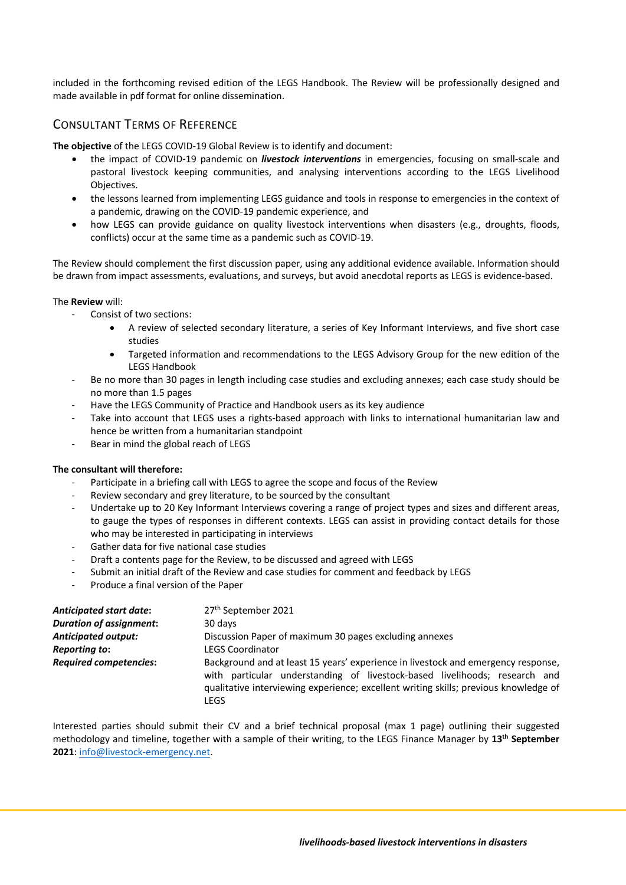included in the forthcoming revised edition of the LEGS Handbook. The Review will be professionally designed and made available in pdf format for online dissemination.

## Consultant Terms of Reference

**The objective** of the LEGS COVID-19 Global Review is to identify and document:

- the impact of COVID-19 pandemic on ***livestock interventions*** in emergencies, focusing on small-scale and pastoral livestock keeping communities, and analysing interventions according to the LEGS Livelihood Objectives.
- the lessons learned from implementing LEGS guidance and tools in response to emergencies in the context of a pandemic, drawing on the COVID-19 pandemic experience, and
- how LEGS can provide guidance on quality livestock interventions when disasters (e.g., droughts, floods, conflicts) occur at the same time as a pandemic such as COVID-19.

The Review should complement the first discussion paper, using any additional evidence available. Information should be drawn from impact assessments, evaluations, and surveys, but avoid anecdotal reports as LEGS is evidence-based.

The **Review** will:

- Consist of two sections:
  - A review of selected secondary literature, a series of Key Informant Interviews, and five short case studies
  - Targeted information and recommendations to the LEGS Advisory Group for the new edition of the LEGS Handbook
- Be no more than 30 pages in length including case studies and excluding annexes; each case study should be no more than 1.5 pages
- Have the LEGS Community of Practice and Handbook users as its key audience
- Take into account that LEGS uses a rights-based approach with links to international humanitarian law and hence be written from a humanitarian standpoint
- Bear in mind the global reach of LEGS

**The consultant will therefore:**

- Participate in a briefing call with LEGS to agree the scope and focus of the Review
- Review secondary and grey literature, to be sourced by the consultant
- Undertake up to 20 Key Informant Interviews covering a range of project types and sizes and different areas, to gauge the types of responses in different contexts. LEGS can assist in providing contact details for those who may be interested in participating in interviews
- Gather data for five national case studies
- Draft a contents page for the Review, to be discussed and agreed with LEGS
- Submit an initial draft of the Review and case studies for comment and feedback by LEGS
- Produce a final version of the Paper

| | |
|---|---|
| ***Anticipated start date*:** | 27th September 2021 |
| ***Duration of assignment*:** | 30 days |
| ***Anticipated output:*** | Discussion Paper of maximum 30 pages excluding annexes |
| ***Reporting to*:** | LEGS Coordinator |
| ***Required competencies*:** | Background and at least 15 years' experience in livestock and emergency response, with particular understanding of livestock-based livelihoods; research and qualitative interviewing experience; excellent writing skills; previous knowledge of LEGS |

Interested parties should submit their CV and a brief technical proposal (max 1 page) outlining their suggested methodology and timeline, together with a sample of their writing, to the LEGS Finance Manager by **13th September 2021**: info@livestock-emergency.net.